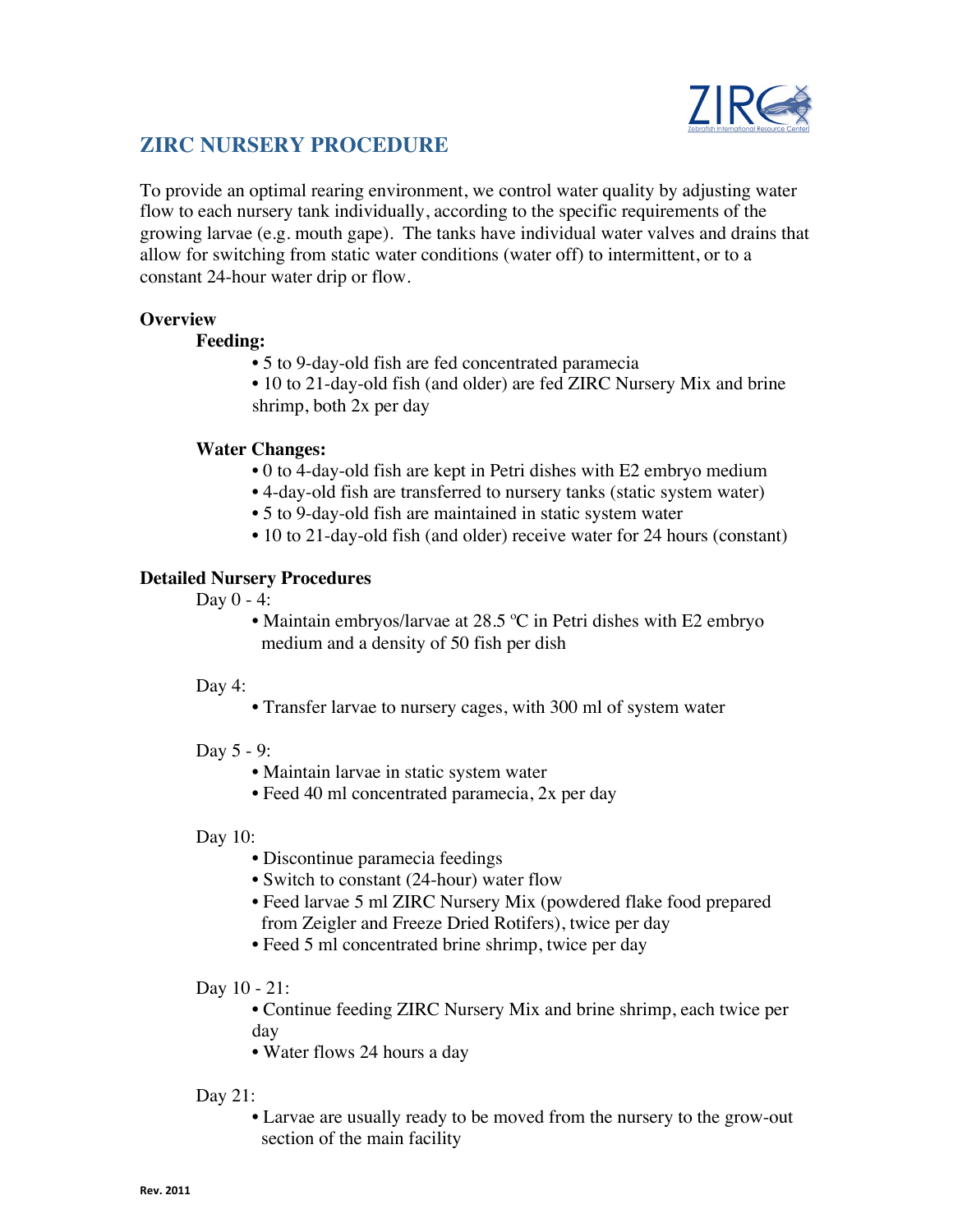# ZIRC NURSERY PROCEDURE

To provide an optimal rearing environment, we control water quality by adjusting water flow to each nursery tank individually, according to the specific requirements of the growing larvae (e.g. mouth gape). The tanks have individual water valves and drains that allow for switching from static water conditions (water off) to intermittent, or to a constant 24-hour water drip or flow.

## Overview

### Feeding:

- 5 to 9-day-old fish are fed concentrated paramecia
- 10 to 21-day-old fish (and older) are fed ZIRC Nursery Mix and brine shrimp, both 2x per day

### Water Changes:

- 0 to 4-day-old fish are kept in Petri dishes with E2 embryo medium
- 4-day-old fish are transferred to nursery tanks (static system water)
- 5 to 9-day-old fish are maintained in static system water
- 10 to 21-day-old fish (and older) receive water for 24 hours (constant)

## Detailed Nursery Procedures

Day 0 - 4:

- Maintain embryos/larvae at 28.5 ºC in Petri dishes with E2 embryo medium and a density of 50 fish per dish

Day 4:

- Transfer larvae to nursery cages, with 300 ml of system water

Day 5 - 9:

- Maintain larvae in static system water
- Feed 40 ml concentrated paramecia, 2x per day

Day 10:

- Discontinue paramecia feedings
- Switch to constant (24-hour) water flow
- Feed larvae 5 ml ZIRC Nursery Mix (powdered flake food prepared from Zeigler and Freeze Dried Rotifers), twice per day
- Feed 5 ml concentrated brine shrimp, twice per day

Day 10 - 21:

- Continue feeding ZIRC Nursery Mix and brine shrimp, each twice per day
- Water flows 24 hours a day

Day 21:

- Larvae are usually ready to be moved from the nursery to the grow-out section of the main facility

Rev. 2011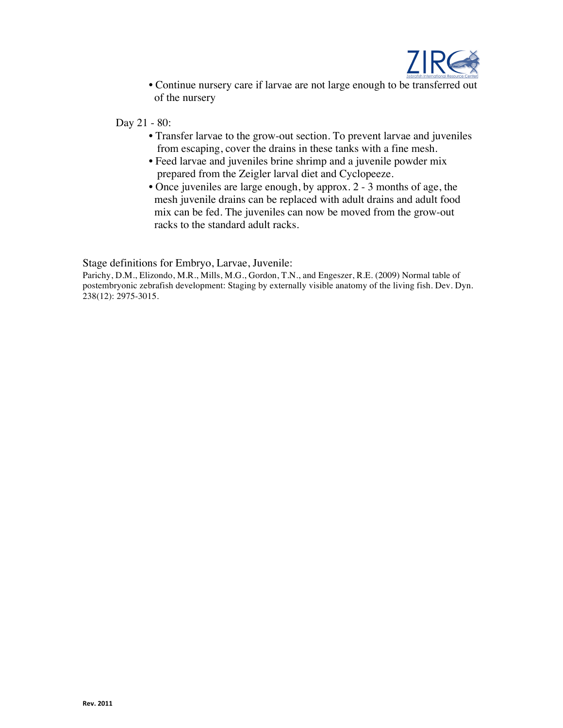- Continue nursery care if larvae are not large enough to be transferred out of the nursery

Day 21 - 80:

- Transfer larvae to the grow-out section. To prevent larvae and juveniles from escaping, cover the drains in these tanks with a fine mesh.
- Feed larvae and juveniles brine shrimp and a juvenile powder mix prepared from the Zeigler larval diet and Cyclopeeze.
- Once juveniles are large enough, by approx. 2 - 3 months of age, the mesh juvenile drains can be replaced with adult drains and adult food mix can be fed. The juveniles can now be moved from the grow-out racks to the standard adult racks.

Stage definitions for Embryo, Larvae, Juvenile:

Parichy, D.M., Elizondo, M.R., Mills, M.G., Gordon, T.N., and Engeszer, R.E. (2009) Normal table of postembryonic zebrafish development: Staging by externally visible anatomy of the living fish. Dev. Dyn. 238(12): 2975-3015.